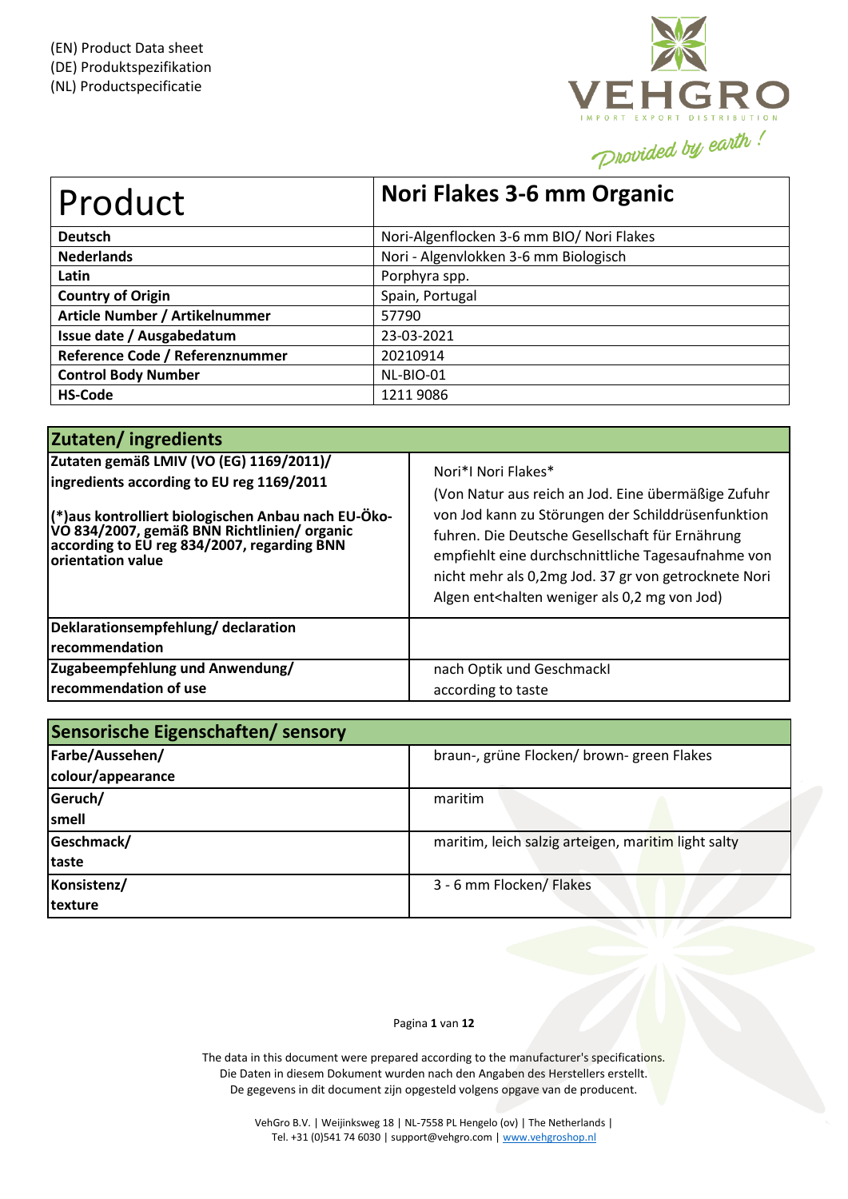(EN) Product Data sheet
(DE) Produktspezifikation
(NL) Productspecificatie

VEHGRO
IMPORT EXPORT DISTRIBUTION
Provided by earth !

| Product | Nori Flakes 3-6 mm Organic |
|---|---|
| **Deutsch** | Nori-Algenflocken 3-6 mm BIO/ Nori Flakes |
| **Nederlands** | Nori - Algenvlokken 3-6 mm Biologisch |
| **Latin** | Porphyra spp. |
| **Country of Origin** | Spain, Portugal |
| **Article Number / Artikelnummer** | 57790 |
| **Issue date / Ausgabedatum** | 23-03-2021 |
| **Reference Code / Referenznummer** | 20210914 |
| **Control Body Number** | NL-BIO-01 |
| **HS-Code** | 1211 9086 |

| Zutaten/ ingredients | |
|---|---|
| **Zutaten gemäß LMIV (VO (EG) 1169/2011)/ ingredients according to EU reg 1169/2011** <br><br> **(*)aus kontrolliert biologischen Anbau nach EU-Öko-VO 834/2007, gemäß BNN Richtlinien/ organic according to EU reg 834/2007, regarding BNN orientation value** | Nori*I Nori Flakes* <br> (Von Natur aus reich an Jod. Eine übermäßige Zufuhr von Jod kann zu Störungen der Schilddrüsenfunktion fuhren. Die Deutsche Gesellschaft für Ernährung empfiehlt eine durchschnittliche Tagesaufnahme von nicht mehr als 0,2mg Jod. 37 gr von getrocknete Nori Algen ent<halten weniger als 0,2 mg von Jod) |
| **Deklarationsempfehlung/ declaration recommendation** | |
| **Zugabeempfehlung und Anwendung/ recommendation of use** | nach Optik und Geschmackl <br> according to taste |

| Sensorische Eigenschaften/ sensory | |
|---|---|
| **Farbe/Aussehen/ colour/appearance** | braun-, grüne Flocken/ brown- green Flakes |
| **Geruch/ smell** | maritim |
| **Geschmack/ taste** | maritim, leich salzig arteigen, maritim light salty |
| **Konsistenz/ texture** | 3 - 6 mm Flocken/ Flakes |

The data in this document were prepared according to the manufacturer's specifications.
Die Daten in diesem Dokument wurden nach den Angaben des Herstellers erstellt.
De gegevens in dit document zijn opgesteld volgens opgave van de producent.

VehGro B.V. | Weijinksweg 18 | NL-7558 PL Hengelo (ov) | The Netherlands |
Tel. +31 (0)541 74 6030 | support@vehgro.com | www.vehgroshop.nl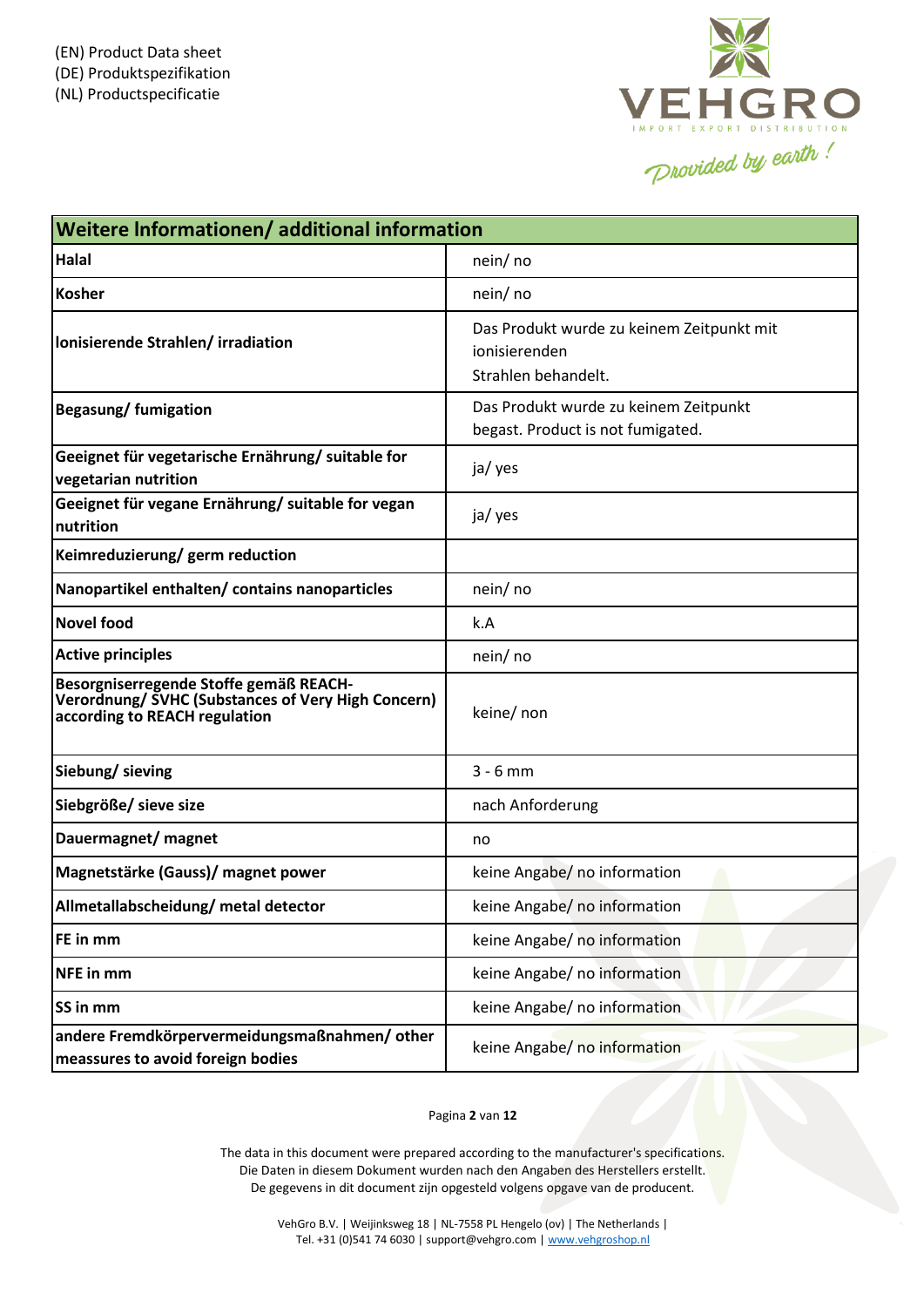(EN) Product Data sheet
(DE) Produktspezifikation
(NL) Productspecificatie

| Weitere Informationen/ additional information | |
|---|---|
| **Halal** | nein/ no |
| **Kosher** | nein/ no |
| **Ionisierende Strahlen/ irradiation** | Das Produkt wurde zu keinem Zeitpunkt mit ionisierenden Strahlen behandelt. |
| **Begasung/ fumigation** | Das Produkt wurde zu keinem Zeitpunkt begast. Product is not fumigated. |
| **Geeignet für vegetarische Ernährung/ suitable for vegetarian nutrition** | ja/ yes |
| **Geeignet für vegane Ernährung/ suitable for vegan nutrition** | ja/ yes |
| **Keimreduzierung/ germ reduction** | |
| **Nanopartikel enthalten/ contains nanoparticles** | nein/ no |
| **Novel food** | k.A |
| **Active principles** | nein/ no |
| **Besorgniserregende Stoffe gemäß REACH-Verordnung/ SVHC (Substances of Very High Concern) according to REACH regulation** | keine/ non |
| **Siebung/ sieving** | 3 - 6 mm |
| **Siebgröße/ sieve size** | nach Anforderung |
| **Dauermagnet/ magnet** | no |
| **Magnetstärke (Gauss)/ magnet power** | keine Angabe/ no information |
| **Allmetallabscheidung/ metal detector** | keine Angabe/ no information |
| **FE in mm** | keine Angabe/ no information |
| **NFE in mm** | keine Angabe/ no information |
| **SS in mm** | keine Angabe/ no information |
| **andere Fremdkörpervermeidungsmaßnahmen/ other meassures to avoid foreign bodies** | keine Angabe/ no information |

The data in this document were prepared according to the manufacturer's specifications.
Die Daten in diesem Dokument wurden nach den Angaben des Herstellers erstellt.
De gegevens in dit document zijn opgesteld volgens opgave van de producent.

VehGro B.V. | Weijinksweg 18 | NL-7558 PL Hengelo (ov) | The Netherlands |
Tel. +31 (0)541 74 6030 | support@vehgro.com | www.vehgroshop.nl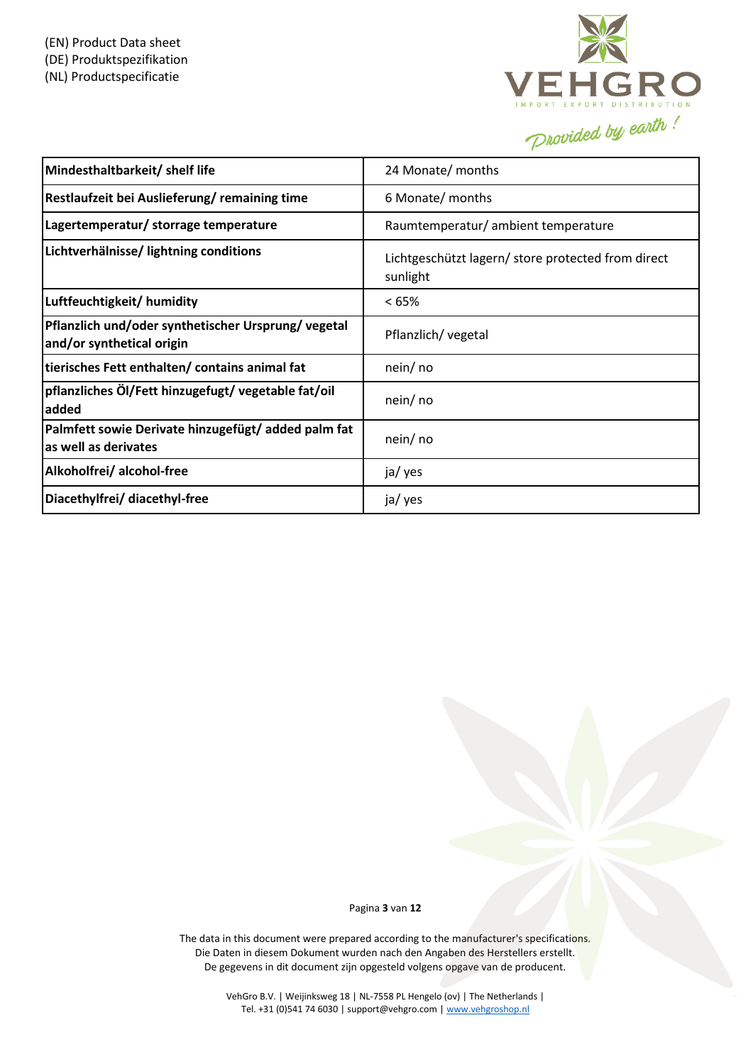| Mindesthaltbarkeit/ shelf life | 24 Monate/ months |
|---|---|
| Restlaufzeit bei Auslieferung/ remaining time | 6 Monate/ months |
| Lagertemperatur/ storrage temperature | Raumtemperatur/ ambient temperature |
| Lichtverhälnisse/ lightning conditions | Lichtgeschützt lagern/ store protected from direct sunlight |
| Luftfeuchtigkeit/ humidity | < 65% |
| Pflanzlich und/oder synthetischer Ursprung/ vegetal and/or synthetical origin | Pflanzlich/ vegetal |
| tierisches Fett enthalten/ contains animal fat | nein/ no |
| pflanzliches Öl/Fett hinzugefugt/ vegetable fat/oil added | nein/ no |
| Palmfett sowie Derivate hinzugefügt/ added palm fat as well as derivates | nein/ no |
| Alkoholfrei/ alcohol-free | ja/ yes |
| Diacethylfrei/ diacethyl-free | ja/ yes |

The data in this document were prepared according to the manufacturer's specifications.
Die Daten in diesem Dokument wurden nach den Angaben des Herstellers erstellt.
De gegevens in dit document zijn opgesteld volgens opgave van de producent.

VehGro B.V. | Weijinksweg 18 | NL-7558 PL Hengelo (ov) | The Netherlands |
Tel. +31 (0)541 74 6030 | support@vehgro.com | www.vehgroshop.nl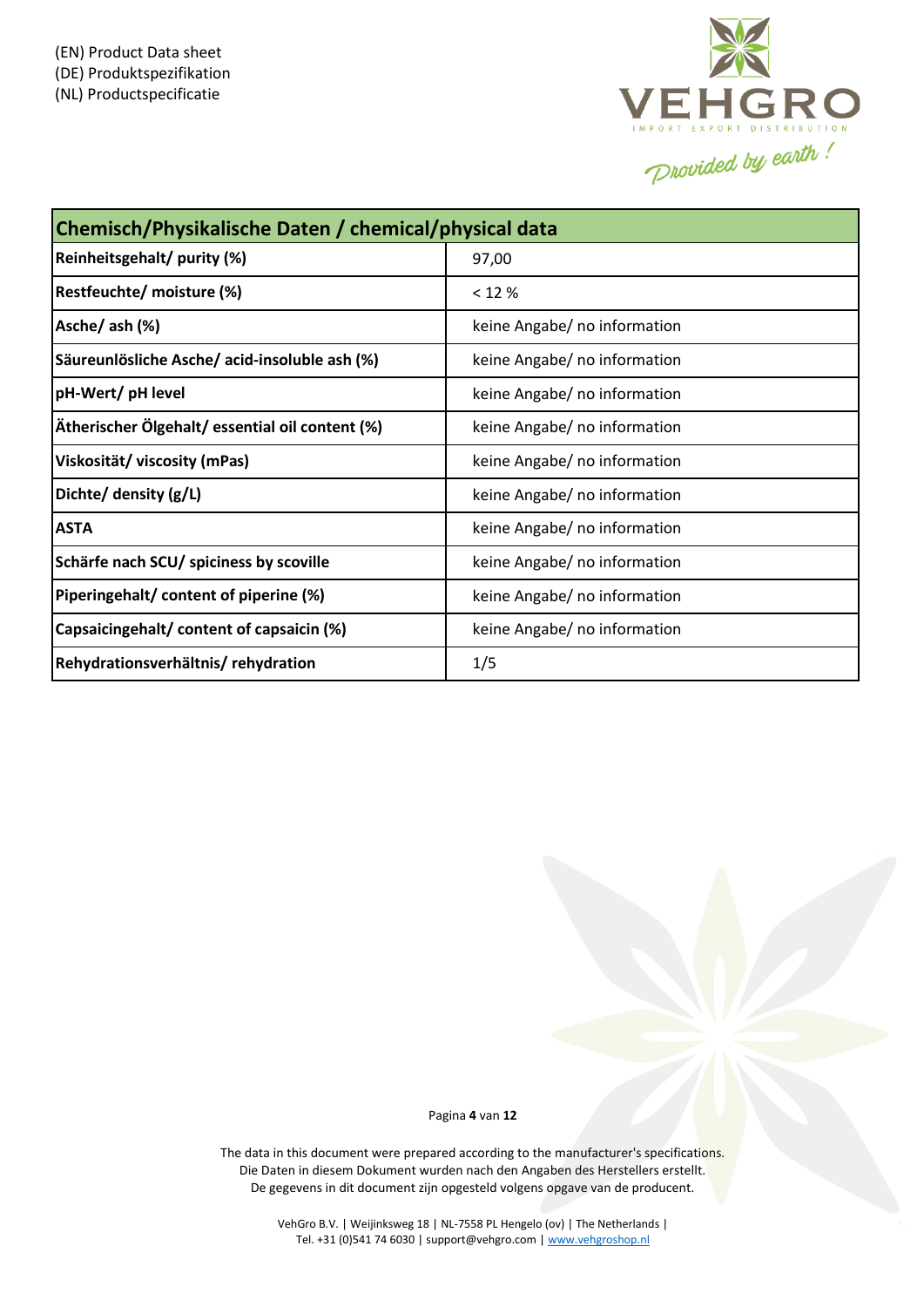(EN) Product Data sheet
(DE) Produktspezifikation
(NL) Productspecificatie

| Chemisch/Physikalische Daten / chemical/physical data | |
|---|---|
| **Reinheitsgehalt/ purity (%)** | 97,00 |
| **Restfeuchte/ moisture (%)** | < 12 % |
| **Asche/ ash (%)** | keine Angabe/ no information |
| **Säureunlösliche Asche/ acid-insoluble ash (%)** | keine Angabe/ no information |
| **pH-Wert/ pH level** | keine Angabe/ no information |
| **Ätherischer Ölgehalt/ essential oil content (%)** | keine Angabe/ no information |
| **Viskosität/ viscosity (mPas)** | keine Angabe/ no information |
| **Dichte/ density (g/L)** | keine Angabe/ no information |
| **ASTA** | keine Angabe/ no information |
| **Schärfe nach SCU/ spiciness by scoville** | keine Angabe/ no information |
| **Piperingehalt/ content of piperine (%)** | keine Angabe/ no information |
| **Capsaicingehalt/ content of capsaicin (%)** | keine Angabe/ no information |
| **Rehydrationsverhältnis/ rehydration** | 1/5 |

The data in this document were prepared according to the manufacturer's specifications.
Die Daten in diesem Dokument wurden nach den Angaben des Herstellers erstellt.
De gegevens in dit document zijn opgesteld volgens opgave van de producent.

VehGro B.V. | Weijinksweg 18 | NL-7558 PL Hengelo (ov) | The Netherlands |
Tel. +31 (0)541 74 6030 | support@vehgro.com | www.vehgroshop.nl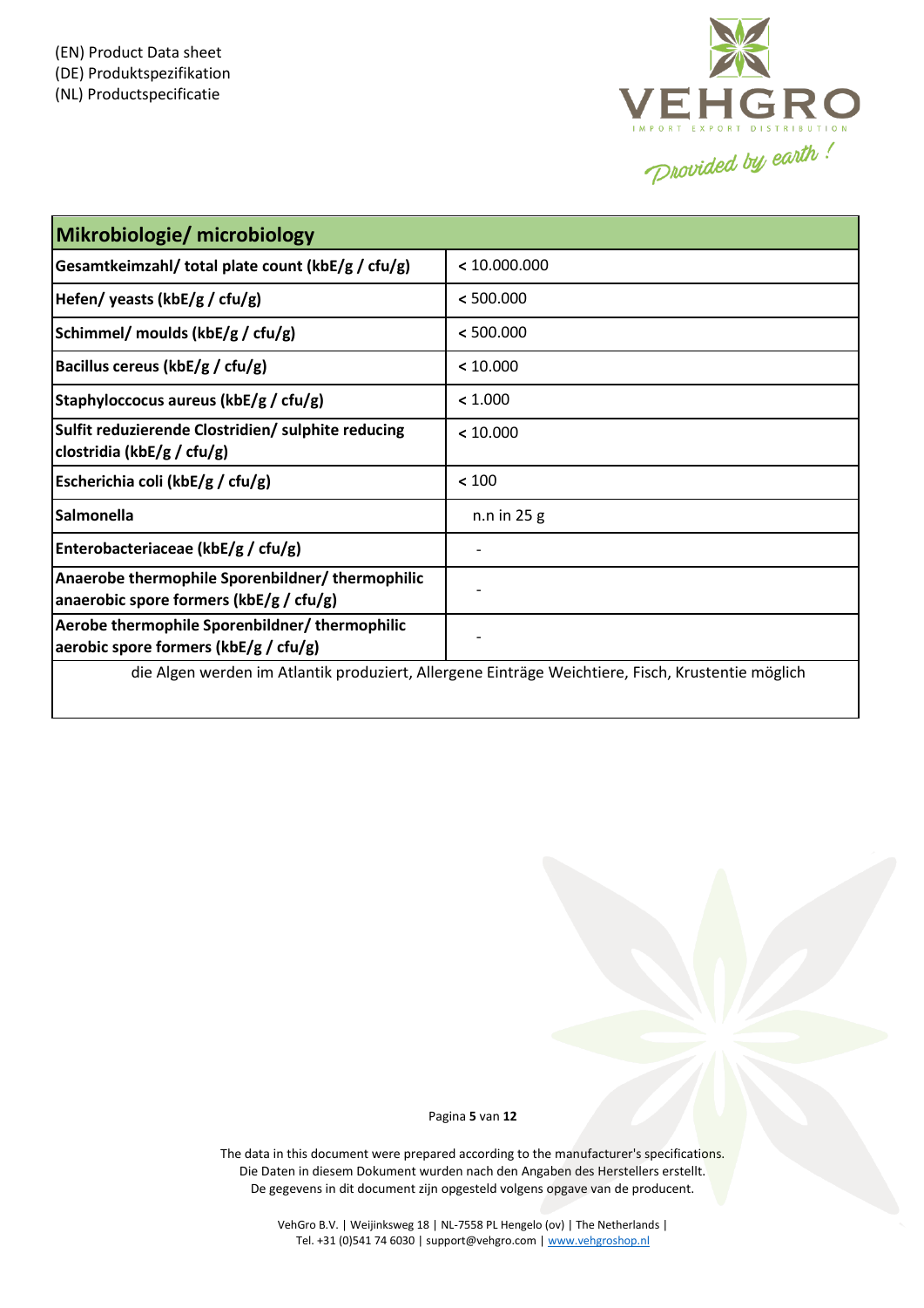(EN) Product Data sheet
(DE) Produktspezifikation
(NL) Productspecificatie

| **Mikrobiologie/ microbiology** | |
|---|---|
| **Gesamtkeimzahl/ total plate count (kbE/g / cfu/g)** | < 10.000.000 |
| **Hefen/ yeasts (kbE/g / cfu/g)** | < 500.000 |
| **Schimmel/ moulds (kbE/g / cfu/g)** | < 500.000 |
| **Bacillus cereus (kbE/g / cfu/g)** | < 10.000 |
| **Staphyloccocus aureus (kbE/g / cfu/g)** | < 1.000 |
| **Sulfit reduzierende Clostridien/ sulphite reducing clostridia (kbE/g / cfu/g)** | < 10.000 |
| **Escherichia coli (kbE/g / cfu/g)** | < 100 |
| **Salmonella** | n.n in 25 g |
| **Enterobacteriaceae (kbE/g / cfu/g)** | - |
| **Anaerobe thermophile Sporenbildner/ thermophilic anaerobic spore formers (kbE/g / cfu/g)** | - |
| **Aerobe thermophile Sporenbildner/ thermophilic aerobic spore formers (kbE/g / cfu/g)** | - |

die Algen werden im Atlantik produziert, Allergene Einträge Weichtiere, Fisch, Krustentie möglich

The data in this document were prepared according to the manufacturer's specifications.
Die Daten in diesem Dokument wurden nach den Angaben des Herstellers erstellt.
De gegevens in dit document zijn opgesteld volgens opgave van de producent.

VehGro B.V. | Weijinksweg 18 | NL-7558 PL Hengelo (ov) | The Netherlands |
Tel. +31 (0)541 74 6030 | support@vehgro.com | www.vehgroshop.nl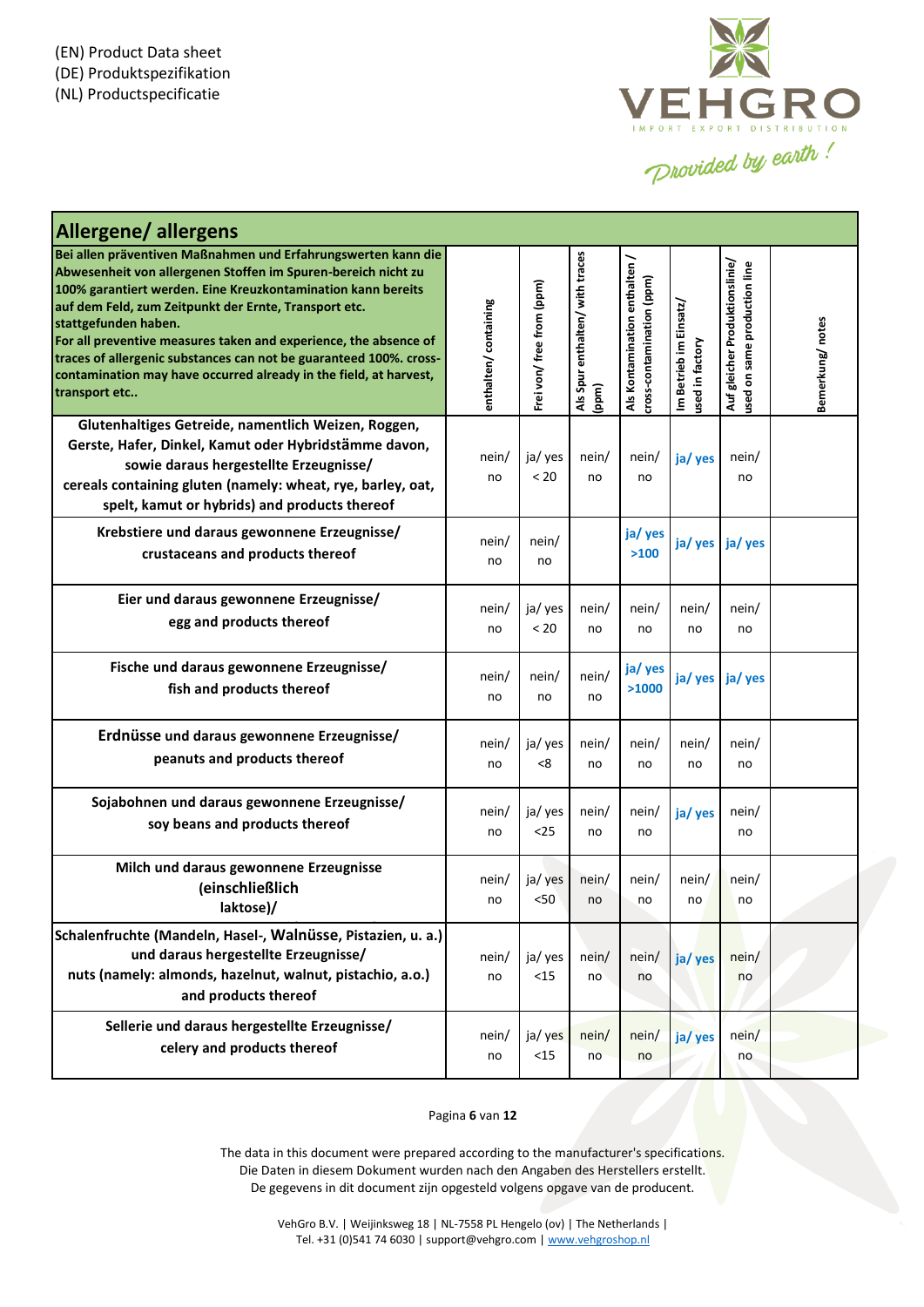(EN) Product Data sheet
(DE) Produktspezifikation
(NL) Productspecificatie

VEHGRO
IMPORT EXPORT DISTRIBUTION
Provided by earth !

## Allergene/ allergens

| **Bei allen präventiven Maßnahmen und Erfahrungswerten kann die Abwesenheit von allergenen Stoffen im Spuren-bereich nicht zu 100% garantiert werden. Eine Kreuzkontamination kann bereits auf dem Feld, zum Zeitpunkt der Ernte, Transport etc. stattgefunden haben. For all preventive measures taken and experience, the absence of traces of allergenic substances can not be guaranteed 100%. cross-contamination may have occurred already in the field, at harvest, transport etc..** | enthalten/ containing | Frei von/ free from (ppm) | Als Spur enthalten/ with traces (ppm) | Als Kontamination enthalten / cross-contamination (ppm) | Im Betrieb im Einsatz/ used in factory | Auf gleicher Produktionslinie/ used on same production line | Bemerkung/ notes |
|---|---|---|---|---|---|---|---|
| **Glutenhaltiges Getreide, namentlich Weizen, Roggen, Gerste, Hafer, Dinkel, Kamut oder Hybridstämme davon, sowie daraus hergestellte Erzeugnisse/ cereals containing gluten (namely: wheat, rye, barley, oat, spelt, kamut or hybrids) and products thereof** | nein/ no | ja/ yes < 20 | nein/ no | nein/ no | ja/ yes | nein/ no | |
| **Krebstiere und daraus gewonnene Erzeugnisse/ crustaceans and products thereof** | nein/ no | nein/ no | | ja/ yes >100 | ja/ yes | ja/ yes | |
| **Eier und daraus gewonnene Erzeugnisse/ egg and products thereof** | nein/ no | ja/ yes < 20 | nein/ no | nein/ no | nein/ no | nein/ no | |
| **Fische und daraus gewonnene Erzeugnisse/ fish and products thereof** | nein/ no | nein/ no | nein/ no | ja/ yes >1000 | ja/ yes | ja/ yes | |
| **Erdnüsse und daraus gewonnene Erzeugnisse/ peanuts and products thereof** | nein/ no | ja/ yes <8 | nein/ no | nein/ no | nein/ no | nein/ no | |
| **Sojabohnen und daraus gewonnene Erzeugnisse/ soy beans and products thereof** | nein/ no | ja/ yes <25 | nein/ no | nein/ no | ja/ yes | nein/ no | |
| **Milch und daraus gewonnene Erzeugnisse (einschließlich laktose)/** | nein/ no | ja/ yes <50 | nein/ no | nein/ no | nein/ no | nein/ no | |
| **Schalenfruchte (Mandeln, Hasel-, Walnüsse, Pistazien, u. a.) und daraus hergestellte Erzeugnisse/ nuts (namely: almonds, hazelnut, walnut, pistachio, a.o.) and products thereof** | nein/ no | ja/ yes <15 | nein/ no | nein/ no | ja/ yes | nein/ no | |
| **Sellerie und daraus hergestellte Erzeugnisse/ celery and products thereof** | nein/ no | ja/ yes <15 | nein/ no | nein/ no | ja/ yes | nein/ no | |

The data in this document were prepared according to the manufacturer's specifications.
Die Daten in diesem Dokument wurden nach den Angaben des Herstellers erstellt.
De gegevens in dit document zijn opgesteld volgens opgave van de producent.

VehGro B.V. | Weijinksweg 18 | NL-7558 PL Hengelo (ov) | The Netherlands |
Tel. +31 (0)541 74 6030 | support@vehgro.com | www.vehgroshop.nl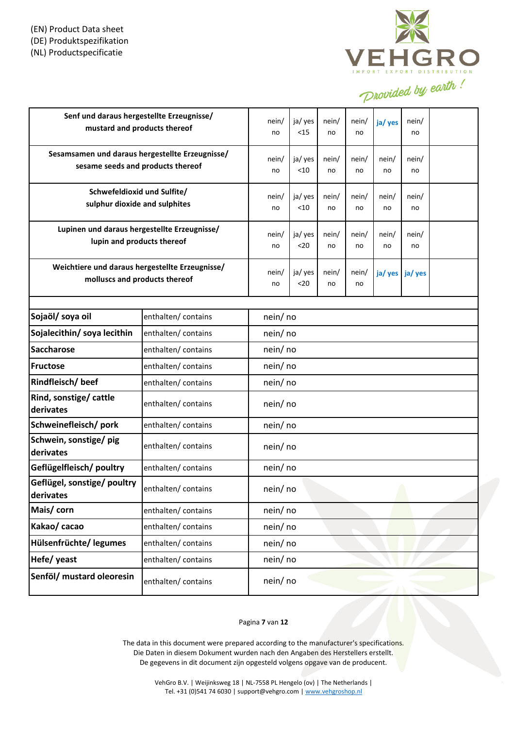(EN) Product Data sheet
(DE) Produktspezifikation
(NL) Productspecificatie

| | | | | | | | |
|---|---|---|---|---|---|---|---|
| **Senf und daraus hergestellte Erzeugnisse/ mustard and products thereof** | nein/ no | ja/ yes <15 | nein/ no | nein/ no | **ja/ yes** | nein/ no | |
| **Sesamsamen und daraus hergestellte Erzeugnisse/ sesame seeds and products thereof** | nein/ no | ja/ yes <10 | nein/ no | nein/ no | nein/ no | nein/ no | |
| **Schwefeldioxid und Sulfite/ sulphur dioxide and sulphites** | nein/ no | ja/ yes <10 | nein/ no | nein/ no | nein/ no | nein/ no | |
| **Lupinen und daraus hergestellte Erzeugnisse/ lupin and products thereof** | nein/ no | ja/ yes <20 | nein/ no | nein/ no | nein/ no | nein/ no | |
| **Weichtiere und daraus hergestellte Erzeugnisse/ molluscs and products thereof** | nein/ no | ja/ yes <20 | nein/ no | nein/ no | **ja/ yes** | **ja/ yes** | |

| | | |
|---|---|---|
| **Sojaöl/ soya oil** | enthalten/ contains | nein/ no |
| **Sojalecithin/ soya lecithin** | enthalten/ contains | nein/ no |
| **Saccharose** | enthalten/ contains | nein/ no |
| **Fructose** | enthalten/ contains | nein/ no |
| **Rindfleisch/ beef** | enthalten/ contains | nein/ no |
| **Rind, sonstige/ cattle derivates** | enthalten/ contains | nein/ no |
| **Schweinefleisch/ pork** | enthalten/ contains | nein/ no |
| **Schwein, sonstige/ pig derivates** | enthalten/ contains | nein/ no |
| **Geflügelfleisch/ poultry** | enthalten/ contains | nein/ no |
| **Geflügel, sonstige/ poultry derivates** | enthalten/ contains | nein/ no |
| **Mais/ corn** | enthalten/ contains | nein/ no |
| **Kakao/ cacao** | enthalten/ contains | nein/ no |
| **Hülsenfrüchte/ legumes** | enthalten/ contains | nein/ no |
| **Hefe/ yeast** | enthalten/ contains | nein/ no |
| **Senföl/ mustard oleoresin** | enthalten/ contains | nein/ no |

The data in this document were prepared according to the manufacturer's specifications.
Die Daten in diesem Dokument wurden nach den Angaben des Herstellers erstellt.
De gegevens in dit document zijn opgesteld volgens opgave van de producent.

VehGro B.V. | Weijinksweg 18 | NL-7558 PL Hengelo (ov) | The Netherlands |
Tel. +31 (0)541 74 6030 | support@vehgro.com | www.vehgroshop.nl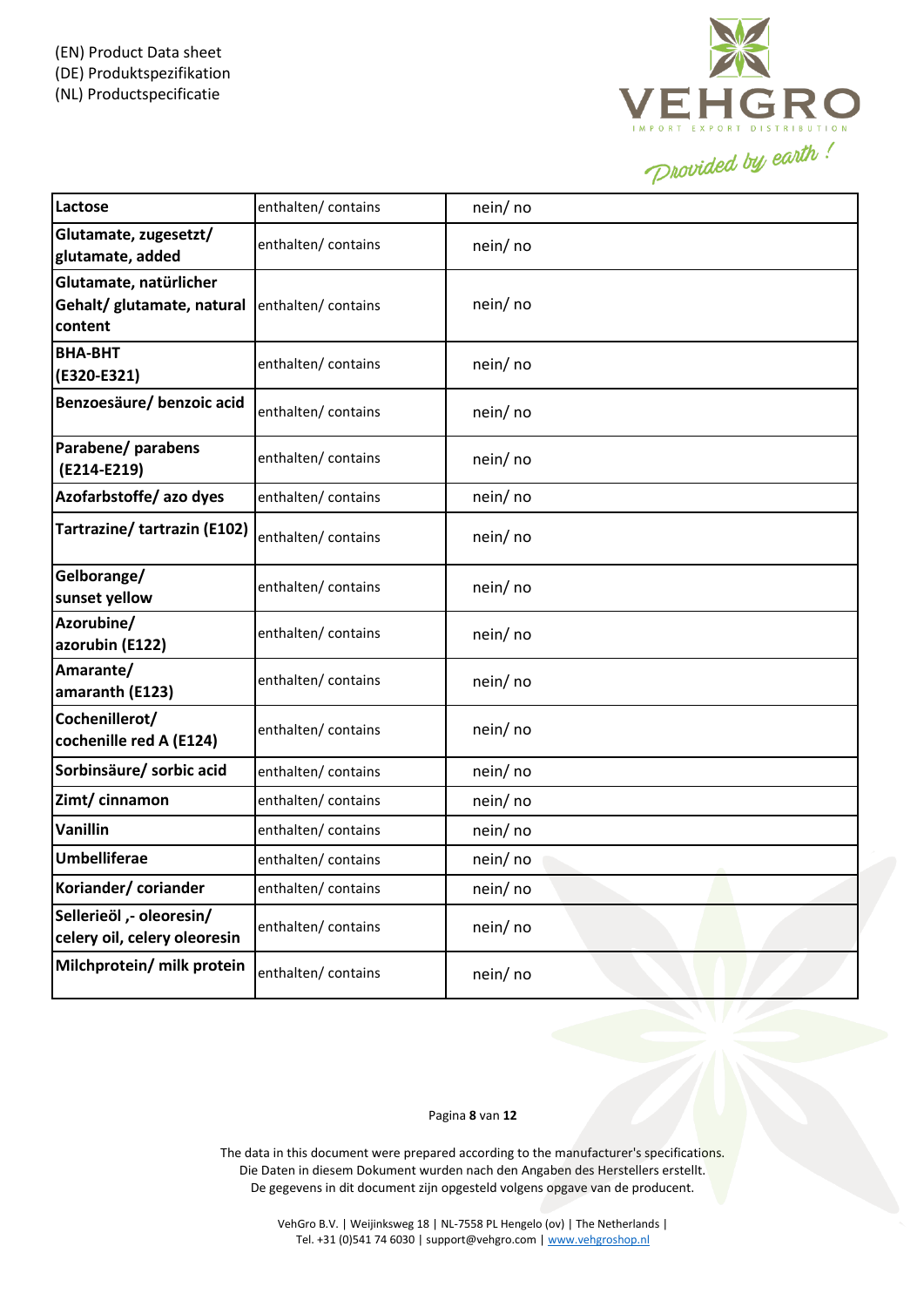| **Lactose** | enthalten/ contains | nein/ no |
|---|---|---|
| **Glutamate, zugesetzt/ glutamate, added** | enthalten/ contains | nein/ no |
| **Glutamate, natürlicher Gehalt/ glutamate, natural content** | enthalten/ contains | nein/ no |
| **BHA-BHT (E320-E321)** | enthalten/ contains | nein/ no |
| **Benzoesäure/ benzoic acid** | enthalten/ contains | nein/ no |
| **Parabene/ parabens (E214-E219)** | enthalten/ contains | nein/ no |
| **Azofarbstoffe/ azo dyes** | enthalten/ contains | nein/ no |
| **Tartrazine/ tartrazin (E102)** | enthalten/ contains | nein/ no |
| **Gelborange/ sunset yellow** | enthalten/ contains | nein/ no |
| **Azorubine/ azorubin (E122)** | enthalten/ contains | nein/ no |
| **Amarante/ amaranth (E123)** | enthalten/ contains | nein/ no |
| **Cochenillerot/ cochenille red A (E124)** | enthalten/ contains | nein/ no |
| **Sorbinsäure/ sorbic acid** | enthalten/ contains | nein/ no |
| **Zimt/ cinnamon** | enthalten/ contains | nein/ no |
| **Vanillin** | enthalten/ contains | nein/ no |
| **Umbelliferae** | enthalten/ contains | nein/ no |
| **Koriander/ coriander** | enthalten/ contains | nein/ no |
| **Sellerieöl ,- oleoresin/ celery oil, celery oleoresin** | enthalten/ contains | nein/ no |
| **Milchprotein/ milk protein** | enthalten/ contains | nein/ no |

The data in this document were prepared according to the manufacturer's specifications.
Die Daten in diesem Dokument wurden nach den Angaben des Herstellers erstellt.
De gegevens in dit document zijn opgesteld volgens opgave van de producent.

VehGro B.V. | Weijinksweg 18 | NL-7558 PL Hengelo (ov) | The Netherlands |
Tel. +31 (0)541 74 6030 | support@vehgro.com | www.vehgroshop.nl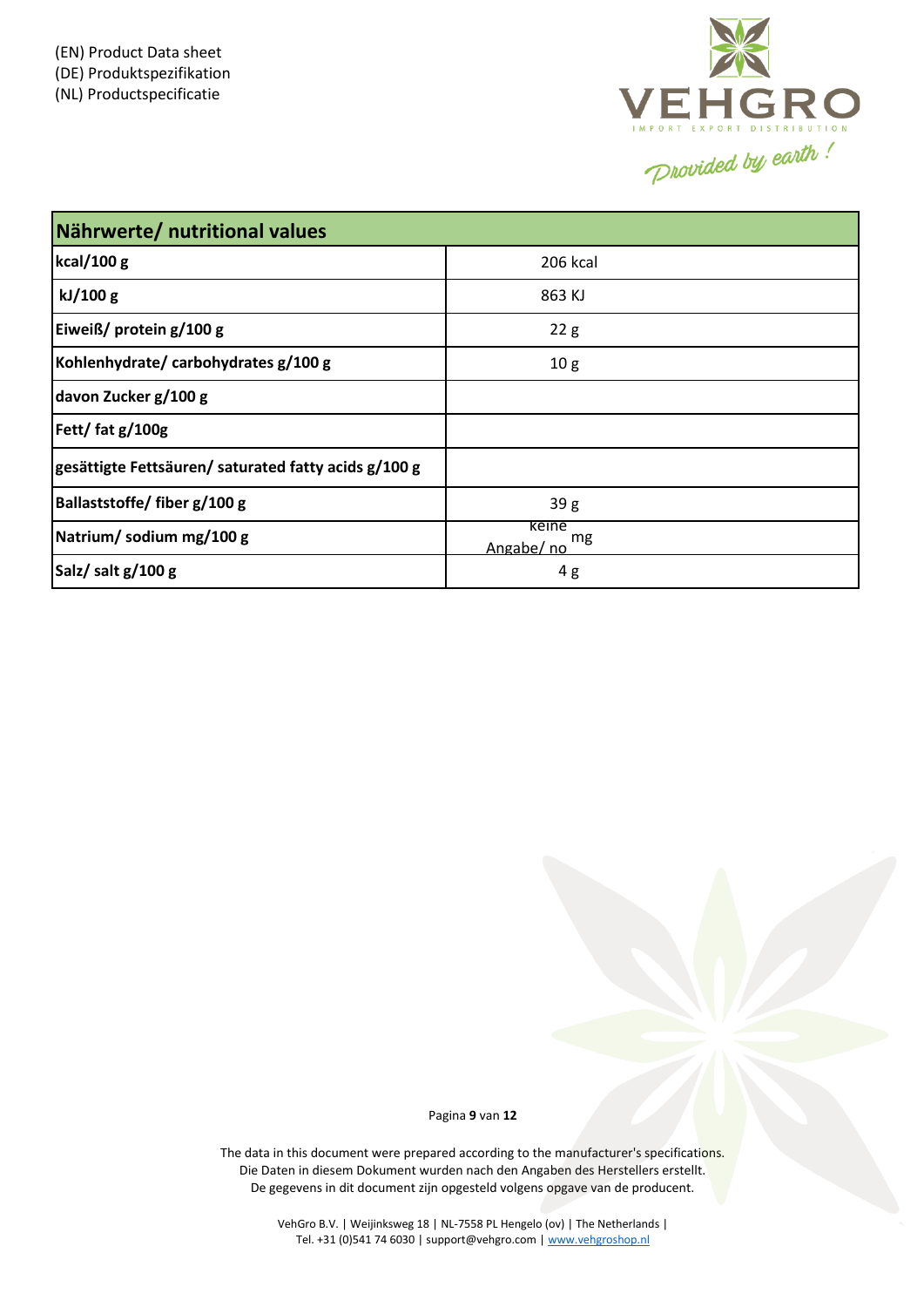(EN) Product Data sheet
(DE) Produktspezifikation
(NL) Productspecificatie

VEHGRO
IMPORT EXPORT DISTRIBUTION
Provided by earth !

| Nährwerte/ nutritional values | |
|---|---|
| kcal/100 g | 206 kcal |
| kJ/100 g | 863 KJ |
| Eiweiß/ protein g/100 g | 22 g |
| Kohlenhydrate/ carbohydrates g/100 g | 10 g |
| davon Zucker g/100 g | |
| Fett/ fat g/100g | |
| gesättigte Fettsäuren/ saturated fatty acids g/100 g | |
| Ballaststoffe/ fiber g/100 g | 39 g |
| Natrium/ sodium mg/100 g | keine Angabe/ no mg |
| Salz/ salt g/100 g | 4 g |

The data in this document were prepared according to the manufacturer's specifications.
Die Daten in diesem Dokument wurden nach den Angaben des Herstellers erstellt.
De gegevens in dit document zijn opgesteld volgens opgave van de producent.

VehGro B.V. | Weijinksweg 18 | NL-7558 PL Hengelo (ov) | The Netherlands |
Tel. +31 (0)541 74 6030 | support@vehgro.com | www.vehgroshop.nl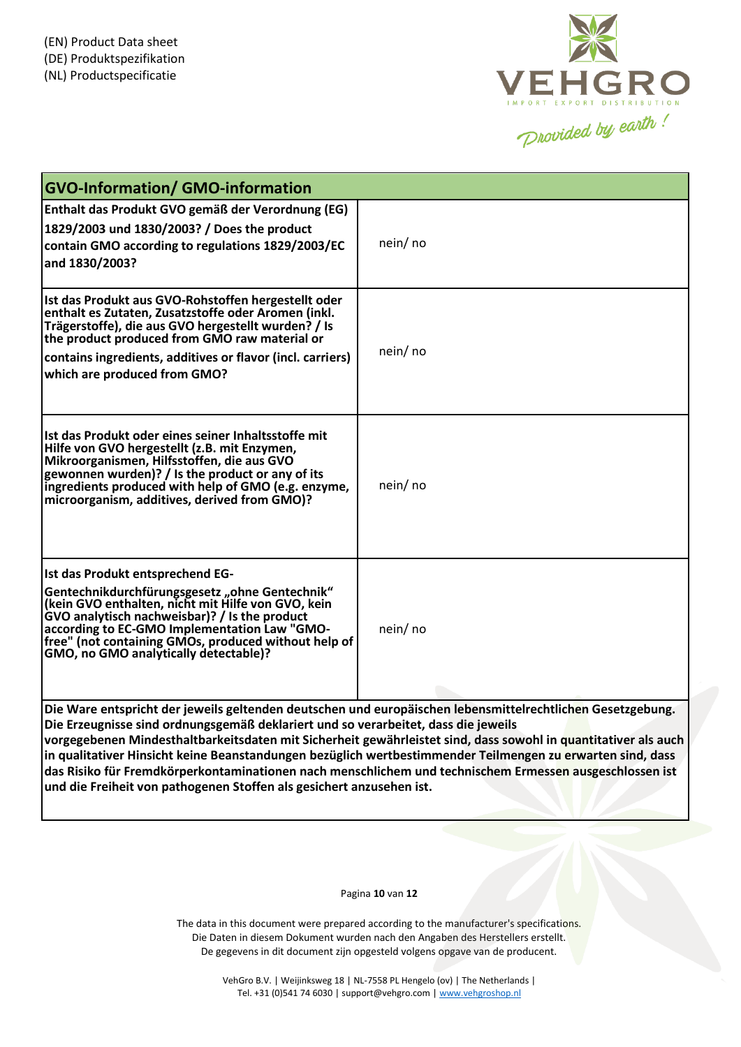(EN) Product Data sheet
(DE) Produktspezifikation
(NL) Productspecificatie

| GVO-Information/ GMO-information | |
|---|---|
| **Enthalt das Produkt GVO gemäß der Verordnung (EG) 1829/2003 und 1830/2003? / Does the product contain GMO according to regulations 1829/2003/EC and 1830/2003?** | nein/ no |
| **Ist das Produkt aus GVO-Rohstoffen hergestellt oder enthalt es Zutaten, Zusatzstoffe oder Aromen (inkl. Trägerstoffe), die aus GVO hergestellt wurden? / Is the product produced from GMO raw material or contains ingredients, additives or flavor (incl. carriers) which are produced from GMO?** | nein/ no |
| **Ist das Produkt oder eines seiner Inhaltsstoffe mit Hilfe von GVO hergestellt (z.B. mit Enzymen, Mikroorganismen, Hilfsstoffen, die aus GVO gewonnen wurden)? / Is the product or any of its ingredients produced with help of GMO (e.g. enzyme, microorganism, additives, derived from GMO)?** | nein/ no |
| **Ist das Produkt entsprechend EG-Gentechnikdurchfürungsgesetz „ohne Gentechnik" (kein GVO enthalten, nicht mit Hilfe von GVO, kein GVO analytisch nachweisbar)? / Is the product according to EC-GMO Implementation Law "GMO-free" (not containing GMOs, produced without help of GMO, no GMO analytically detectable)?** | nein/ no |

**Die Ware entspricht der jeweils geltenden deutschen und europäischen lebensmittelrechtlichen Gesetzgebung. Die Erzeugnisse sind ordnungsgemäß deklariert und so verarbeitet, dass die jeweils vorgegebenen Mindesthaltbarkeitsdaten mit Sicherheit gewährleistet sind, dass sowohl in quantitativer als auch in qualitativer Hinsicht keine Beanstandungen bezüglich wertbestimmender Teilmengen zu erwarten sind, dass das Risiko für Fremdkörperkontaminationen nach menschlichem und technischem Ermessen ausgeschlossen ist und die Freiheit von pathogenen Stoffen als gesichert anzusehen ist.**

The data in this document were prepared according to the manufacturer's specifications.
Die Daten in diesem Dokument wurden nach den Angaben des Herstellers erstellt.
De gegevens in dit document zijn opgesteld volgens opgave van de producent.

VehGro B.V. | Weijinksweg 18 | NL-7558 PL Hengelo (ov) | The Netherlands |
Tel. +31 (0)541 74 6030 | support@vehgro.com | www.vehgroshop.nl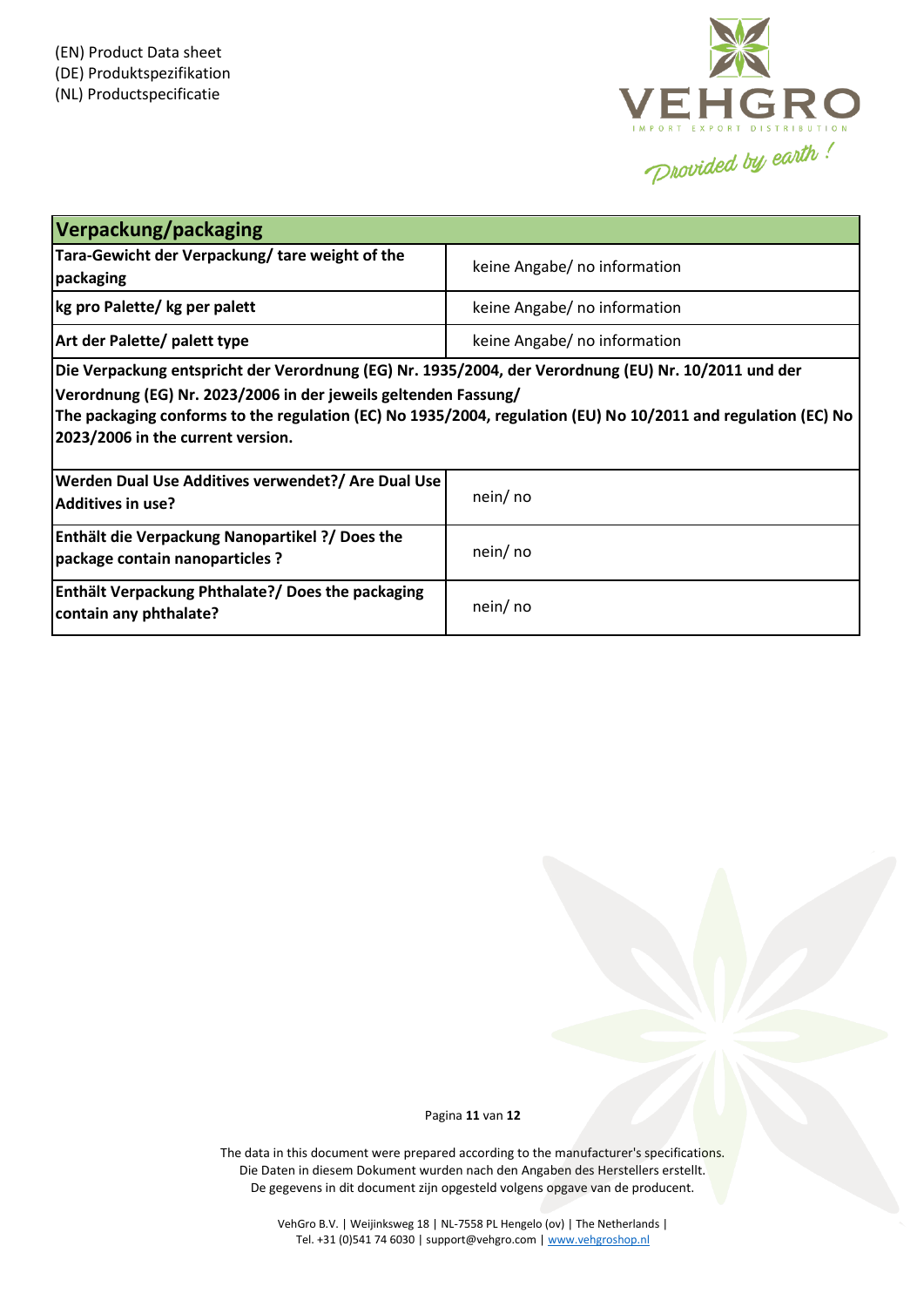| **Verpackung/packaging** | |
|---|---|
| **Tara-Gewicht der Verpackung/ tare weight of the packaging** | keine Angabe/ no information |
| **kg pro Palette/ kg per palett** | keine Angabe/ no information |
| **Art der Palette/ palett type** | keine Angabe/ no information |
| **Die Verpackung entspricht der Verordnung (EG) Nr. 1935/2004, der Verordnung (EU) Nr. 10/2011 und der Verordnung (EG) Nr. 2023/2006 in der jeweils geltenden Fassung/ The packaging conforms to the regulation (EC) No 1935/2004, regulation (EU) No 10/2011 and regulation (EC) No 2023/2006 in the current version.** | |
| **Werden Dual Use Additives verwendet?/ Are Dual Use Additives in use?** | nein/ no |
| **Enthält die Verpackung Nanopartikel ?/ Does the package contain nanoparticles ?** | nein/ no |
| **Enthält Verpackung Phthalate?/ Does the packaging contain any phthalate?** | nein/ no |

The data in this document were prepared according to the manufacturer's specifications.
Die Daten in diesem Dokument wurden nach den Angaben des Herstellers erstellt.
De gegevens in dit document zijn opgesteld volgens opgave van de producent.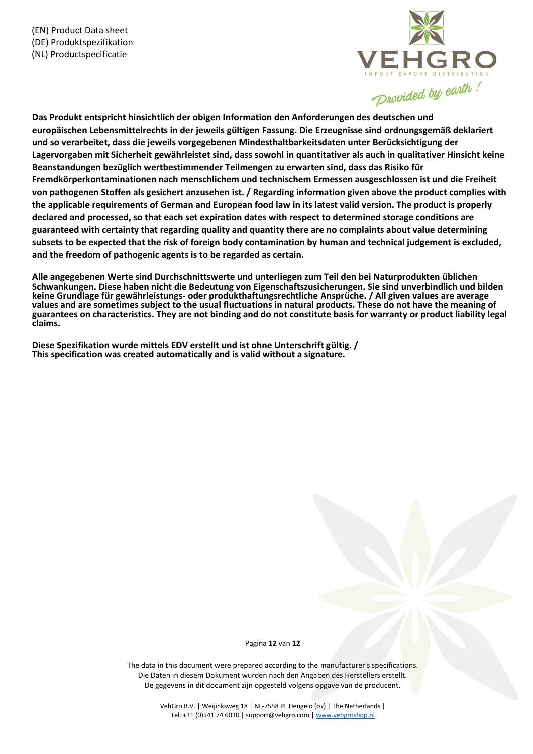**Das Produkt entspricht hinsichtlich der obigen Information den Anforderungen des deutschen und europäischen Lebensmittelrechts in der jeweils gültigen Fassung. Die Erzeugnisse sind ordnungsgemäß deklariert und so verarbeitet, dass die jeweils vorgegebenen Mindesthaltbarkeitsdaten unter Berücksichtigung der Lagervorgaben mit Sicherheit gewährleistet sind, dass sowohl in quantitativer als auch in qualitativer Hinsicht keine Beanstandungen bezüglich wertbestimmender Teilmengen zu erwarten sind, dass das Risiko für Fremdkörperkontaminationen nach menschlichem und technischem Ermessen ausgeschlossen ist und die Freiheit von pathogenen Stoffen als gesichert anzusehen ist. / Regarding information given above the product complies with the applicable requirements of German and European food law in its latest valid version. The product is properly declared and processed, so that each set expiration dates with respect to determined storage conditions are guaranteed with certainty that regarding quality and quantity there are no complaints about value determining subsets to be expected that the risk of foreign body contamination by human and technical judgement is excluded, and the freedom of pathogenic agents is to be regarded as certain.**

**Alle angegebenen Werte sind Durchschnittswerte und unterliegen zum Teil den bei Naturprodukten üblichen Schwankungen. Diese haben nicht die Bedeutung von Eigenschaftszusicherungen. Sie sind unverbindlich und bilden keine Grundlage für gewährleistungs- oder produkthaftungsrechtliche Ansprüche. / All given values are average values and are sometimes subject to the usual fluctuations in natural products. These do not have the meaning of guarantees on characteristics. They are not binding and do not constitute basis for warranty or product liability legal claims.**

**Diese Spezifikation wurde mittels EDV erstellt und ist ohne Unterschrift gültig. / This specification was created automatically and is valid without a signature.**